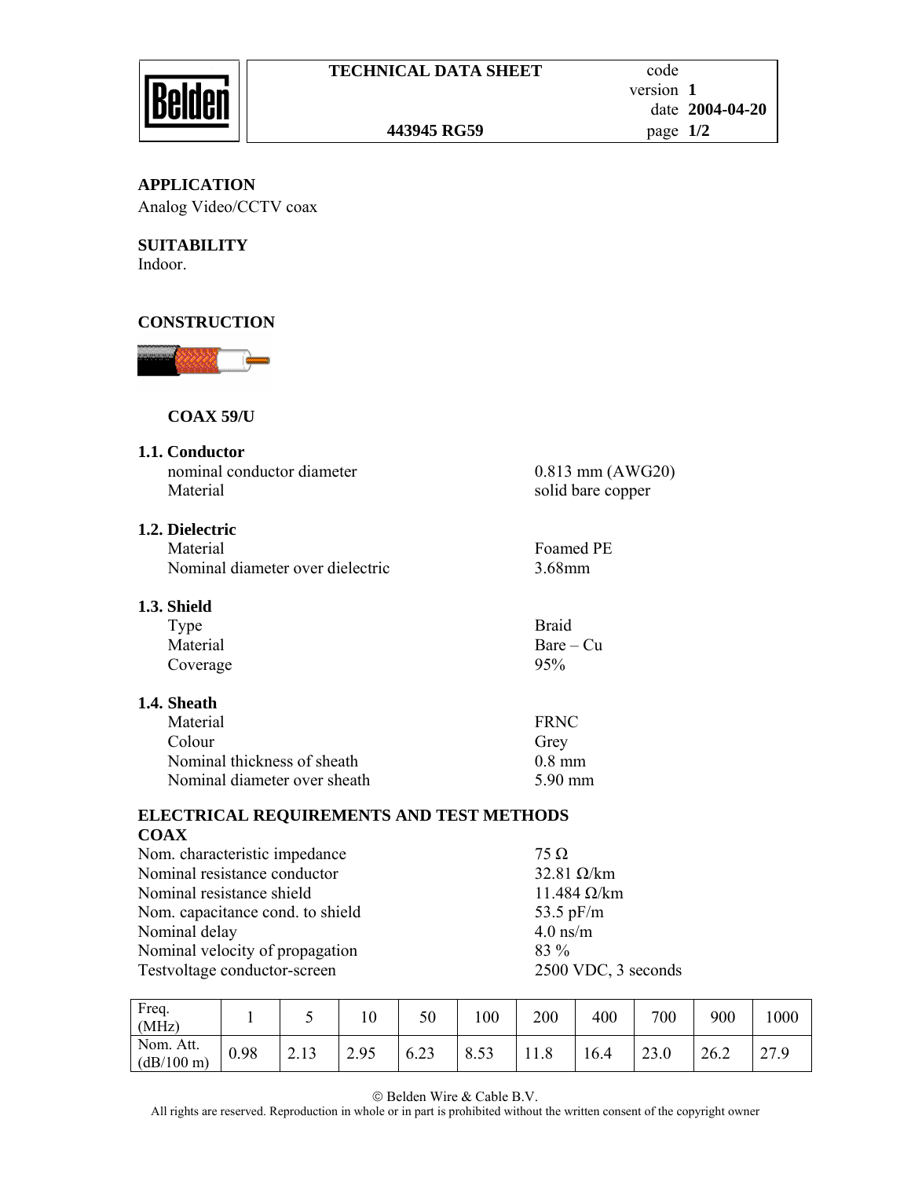**TECHNICAL DATA SHEET**

code
version **1**
date **2004-04-20**

**443945 RG59**

## APPLICATION

Analog Video/CCTV coax

## SUITABILITY

Indoor.

## CONSTRUCTION

**COAX 59/U**

**1.1. Conductor**

| | |
|---|---|
| nominal conductor diameter | 0.813 mm (AWG20) |
| Material | solid bare copper |

**1.2. Dielectric**

| | |
|---|---|
| Material | Foamed PE |
| Nominal diameter over dielectric | 3.68mm |

**1.3. Shield**

| | |
|---|---|
| Type | Braid |
| Material | Bare – Cu |
| Coverage | 95% |

**1.4. Sheath**

| | |
|---|---|
| Material | FRNC |
| Colour | Grey |
| Nominal thickness of sheath | 0.8 mm |
| Nominal diameter over sheath | 5.90 mm |

## ELECTRICAL REQUIREMENTS AND TEST METHODS

**COAX**

| | |
|---|---|
| Nom. characteristic impedance | 75 Ω |
| Nominal resistance conductor | 32.81 Ω/km |
| Nominal resistance shield | 11.484 Ω/km |
| Nom. capacitance cond. to shield | 53.5 pF/m |
| Nominal delay | 4.0 ns/m |
| Nominal velocity of propagation | 83 % |
| Testvoltage conductor-screen | 2500 VDC, 3 seconds |

| Freq. (MHz) | 1 | 5 | 10 | 50 | 100 | 200 | 400 | 700 | 900 | 1000 |
|---|---|---|---|---|---|---|---|---|---|---|
| Nom. Att. (dB/100 m) | 0.98 | 2.13 | 2.95 | 6.23 | 8.53 | 11.8 | 16.4 | 23.0 | 26.2 | 27.9 |

© Belden Wire & Cable B.V.
All rights are reserved. Reproduction in whole or in part is prohibited without the written consent of the copyright owner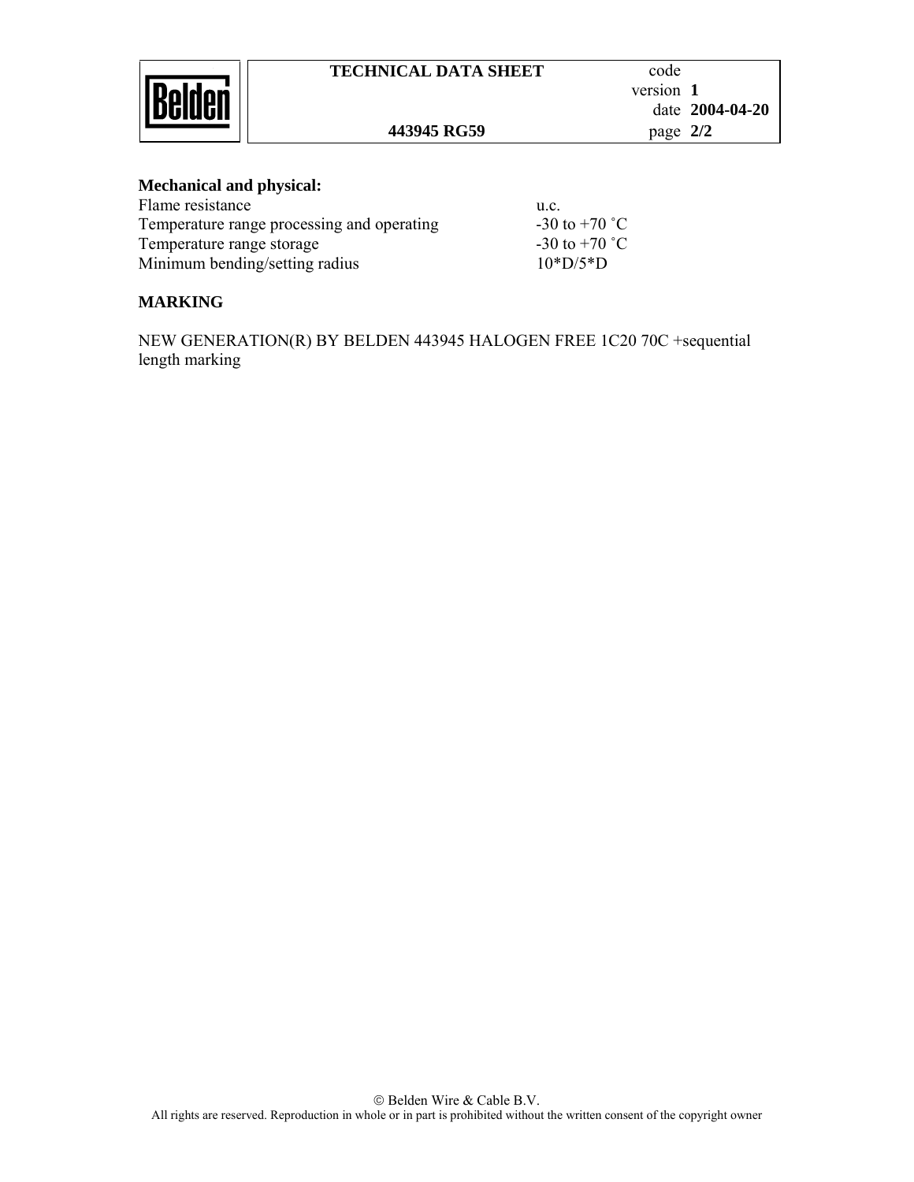**Mechanical and physical:**

| | |
|---|---|
| Flame resistance | u.c. |
| Temperature range processing and operating | -30 to +70 ˚C |
| Temperature range storage | -30 to +70 ˚C |
| Minimum bending/setting radius | 10*D/5*D |

**MARKING**

NEW GENERATION(R) BY BELDEN 443945 HALOGEN FREE 1C20 70C +sequential length marking